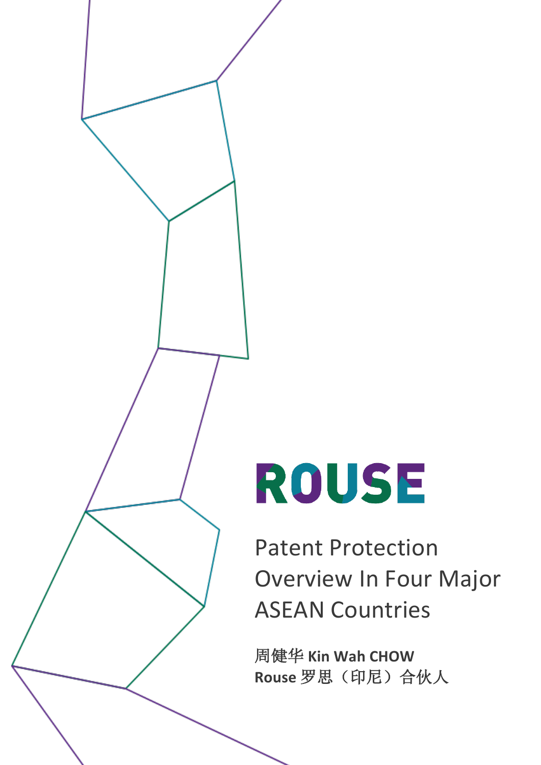ROUSE

# Patent Protection Overview In Four Major ASEAN Countries

周健华 **Kin Wah CHOW**
**Rouse** 罗思（印尼）合伙人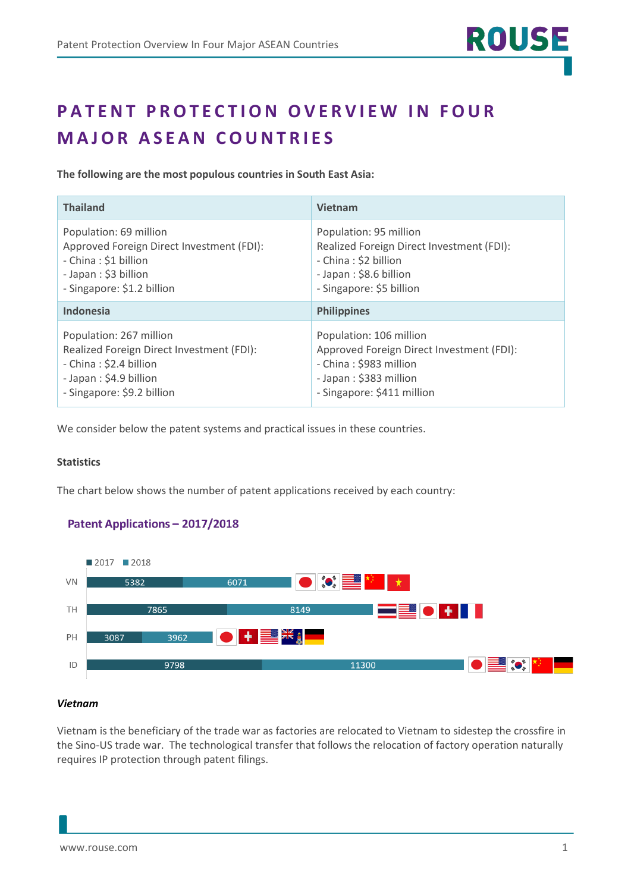# PATENT PROTECTION OVERVIEW IN FOUR MAJOR ASEAN COUNTRIES

**The following are the most populous countries in South East Asia:**

| Thailand | Vietnam |
|---|---|
| Population: 69 million<br>Approved Foreign Direct Investment (FDI):<br>- China : $1 billion<br>- Japan : $3 billion<br>- Singapore: $1.2 billion | Population: 95 million<br>Realized Foreign Direct Investment (FDI):<br>- China : $2 billion<br>- Japan : $8.6 billion<br>- Singapore: $5 billion |
| **Indonesia** | **Philippines** |
| Population: 267 million<br>Realized Foreign Direct Investment (FDI):<br>- China : $2.4 billion<br>- Japan : $4.9 billion<br>- Singapore: $9.2 billion | Population: 106 million<br>Approved Foreign Direct Investment (FDI):<br>- China : $983 million<br>- Japan : $383 million<br>- Singapore: $411 million |

We consider below the patent systems and practical issues in these countries.

**Statistics**

The chart below shows the number of patent applications received by each country:

**Patent Applications – 2017/2018**

| | 2017 | 2018 |
|---|---|---|
| VN | 5382 | 6071 |
| TH | 7865 | 8149 |
| PH | 3087 | 3962 |
| ID | 9798 | 11300 |

***Vietnam***

Vietnam is the beneficiary of the trade war as factories are relocated to Vietnam to sidestep the crossfire in the Sino-US trade war. The technological transfer that follows the relocation of factory operation naturally requires IP protection through patent filings.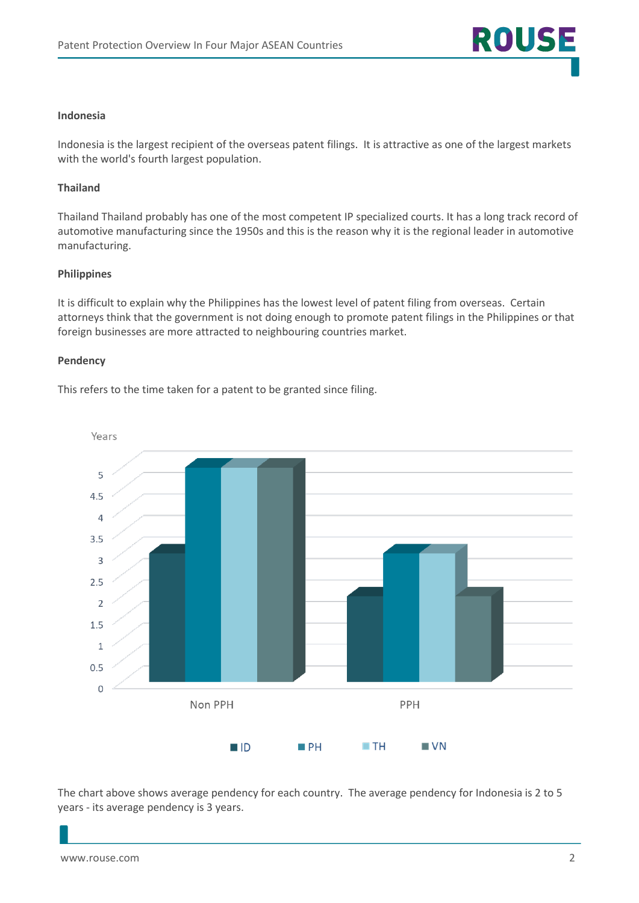#### Indonesia

Indonesia is the largest recipient of the overseas patent filings. It is attractive as one of the largest markets with the world's fourth largest population.

#### Thailand

Thailand Thailand probably has one of the most competent IP specialized courts. It has a long track record of automotive manufacturing since the 1950s and this is the reason why it is the regional leader in automotive manufacturing.

#### Philippines

It is difficult to explain why the Philippines has the lowest level of patent filing from overseas. Certain attorneys think that the government is not doing enough to promote patent filings in the Philippines or that foreign businesses are more attracted to neighbouring countries market.

#### Pendency

This refers to the time taken for a patent to be granted since filing.

| Years | ID | PH | TH | VN |
|---|---|---|---|---|
| Non PPH | 3 | 5 | 5 | 5 |
| PPH | 2 | 3 | 3 | 2 |

The chart above shows average pendency for each country. The average pendency for Indonesia is 2 to 5 years - its average pendency is 3 years.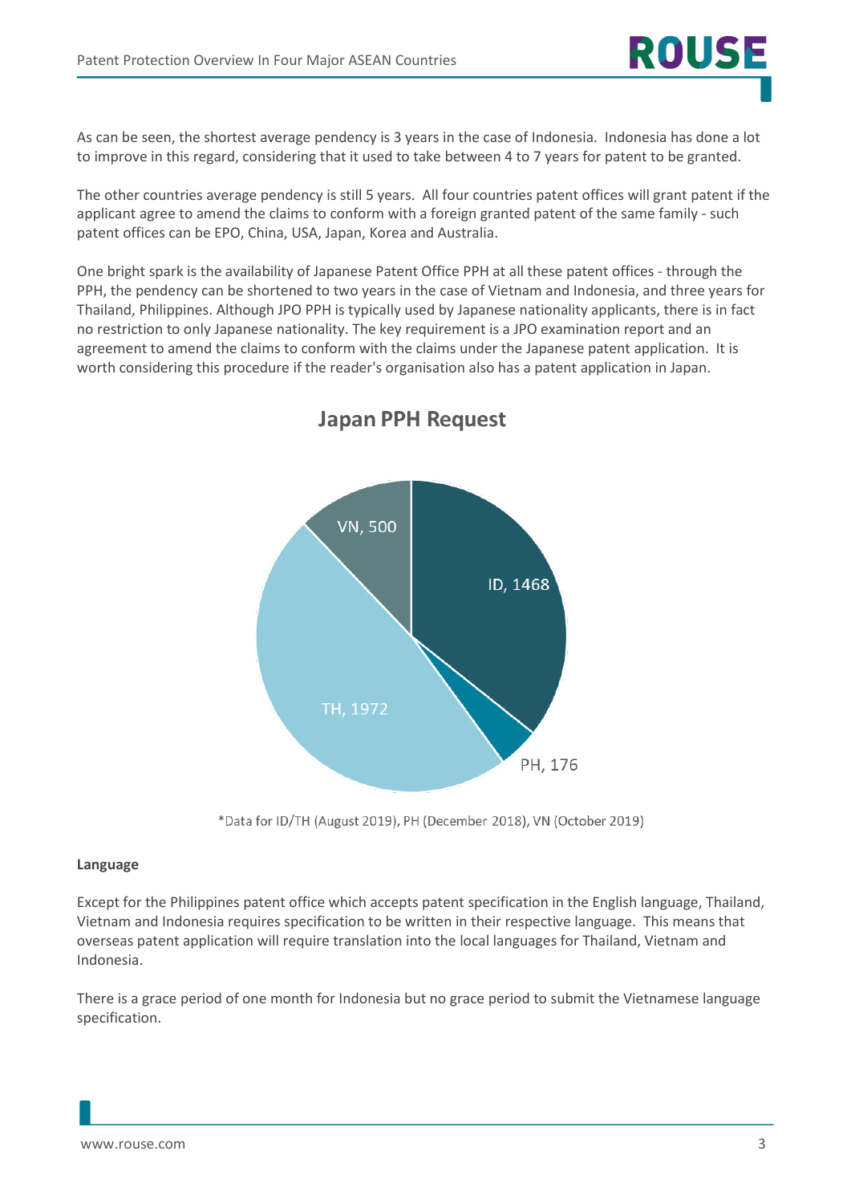As can be seen, the shortest average pendency is 3 years in the case of Indonesia. Indonesia has done a lot to improve in this regard, considering that it used to take between 4 to 7 years for patent to be granted.

The other countries average pendency is still 5 years. All four countries patent offices will grant patent if the applicant agree to amend the claims to conform with a foreign granted patent of the same family - such patent offices can be EPO, China, USA, Japan, Korea and Australia.

One bright spark is the availability of Japanese Patent Office PPH at all these patent offices - through the PPH, the pendency can be shortened to two years in the case of Vietnam and Indonesia, and three years for Thailand, Philippines. Although JPO PPH is typically used by Japanese nationality applicants, there is in fact no restriction to only Japanese nationality. The key requirement is a JPO examination report and an agreement to amend the claims to conform with the claims under the Japanese patent application. It is worth considering this procedure if the reader's organisation also has a patent application in Japan.

**Japan PPH Request**

| Country | Requests |
|---|---|
| ID | 1468 |
| PH | 176 |
| TH | 1972 |
| VN | 500 |

*Data for ID/TH (August 2019), PH (December 2018), VN (October 2019)

**Language**

Except for the Philippines patent office which accepts patent specification in the English language, Thailand, Vietnam and Indonesia requires specification to be written in their respective language. This means that overseas patent application will require translation into the local languages for Thailand, Vietnam and Indonesia.

There is a grace period of one month for Indonesia but no grace period to submit the Vietnamese language specification.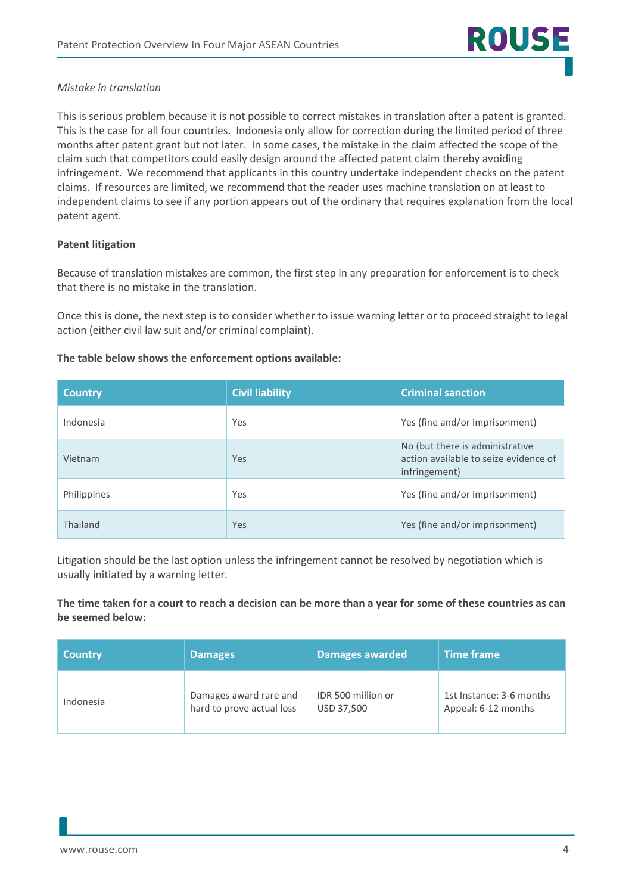*Mistake in translation*

This is serious problem because it is not possible to correct mistakes in translation after a patent is granted. This is the case for all four countries. Indonesia only allow for correction during the limited period of three months after patent grant but not later. In some cases, the mistake in the claim affected the scope of the claim such that competitors could easily design around the affected patent claim thereby avoiding infringement. We recommend that applicants in this country undertake independent checks on the patent claims. If resources are limited, we recommend that the reader uses machine translation on at least to independent claims to see if any portion appears out of the ordinary that requires explanation from the local patent agent.

**Patent litigation**

Because of translation mistakes are common, the first step in any preparation for enforcement is to check that there is no mistake in the translation.

Once this is done, the next step is to consider whether to issue warning letter or to proceed straight to legal action (either civil law suit and/or criminal complaint).

**The table below shows the enforcement options available:**

| Country | Civil liability | Criminal sanction |
|---|---|---|
| Indonesia | Yes | Yes (fine and/or imprisonment) |
| Vietnam | Yes | No (but there is administrative action available to seize evidence of infringement) |
| Philippines | Yes | Yes (fine and/or imprisonment) |
| Thailand | Yes | Yes (fine and/or imprisonment) |

Litigation should be the last option unless the infringement cannot be resolved by negotiation which is usually initiated by a warning letter.

**The time taken for a court to reach a decision can be more than a year for some of these countries as can be seemed below:**

| Country | Damages | Damages awarded | Time frame |
|---|---|---|---|
| Indonesia | Damages award rare and hard to prove actual loss | IDR 500 million or USD 37,500 | 1st Instance: 3-6 months<br>Appeal: 6-12 months |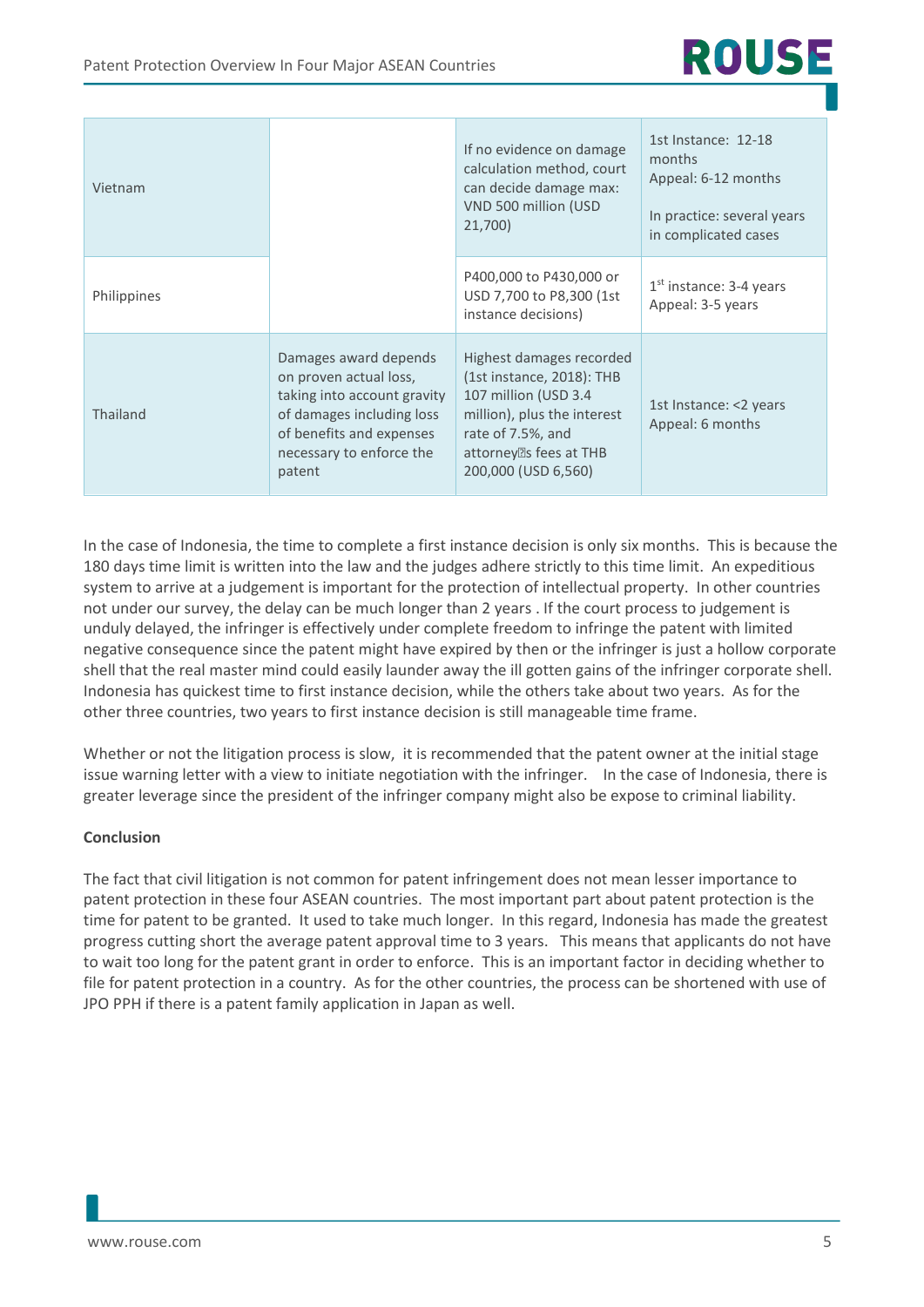| | | | |
|---|---|---|---|
| Vietnam | | If no evidence on damage calculation method, court can decide damage max: VND 500 million (USD 21,700) | 1st Instance: 12-18 months<br>Appeal: 6-12 months<br><br>In practice: several years in complicated cases |
| Philippines | | P400,000 to P430,000 or USD 7,700 to P8,300 (1st instance decisions) | 1st instance: 3-4 years<br>Appeal: 3-5 years |
| Thailand | Damages award depends on proven actual loss, taking into account gravity of damages including loss of benefits and expenses necessary to enforce the patent | Highest damages recorded (1st instance, 2018): THB 107 million (USD 3.4 million), plus the interest rate of 7.5%, and attorney's fees at THB 200,000 (USD 6,560) | 1st Instance: <2 years<br>Appeal: 6 months |

In the case of Indonesia, the time to complete a first instance decision is only six months. This is because the 180 days time limit is written into the law and the judges adhere strictly to this time limit. An expeditious system to arrive at a judgement is important for the protection of intellectual property. In other countries not under our survey, the delay can be much longer than 2 years . If the court process to judgement is unduly delayed, the infringer is effectively under complete freedom to infringe the patent with limited negative consequence since the patent might have expired by then or the infringer is just a hollow corporate shell that the real master mind could easily launder away the ill gotten gains of the infringer corporate shell. Indonesia has quickest time to first instance decision, while the others take about two years. As for the other three countries, two years to first instance decision is still manageable time frame.

Whether or not the litigation process is slow, it is recommended that the patent owner at the initial stage issue warning letter with a view to initiate negotiation with the infringer. In the case of Indonesia, there is greater leverage since the president of the infringer company might also be expose to criminal liability.

**Conclusion**

The fact that civil litigation is not common for patent infringement does not mean lesser importance to patent protection in these four ASEAN countries. The most important part about patent protection is the time for patent to be granted. It used to take much longer. In this regard, Indonesia has made the greatest progress cutting short the average patent approval time to 3 years. This means that applicants do not have to wait too long for the patent grant in order to enforce. This is an important factor in deciding whether to file for patent protection in a country. As for the other countries, the process can be shortened with use of JPO PPH if there is a patent family application in Japan as well.